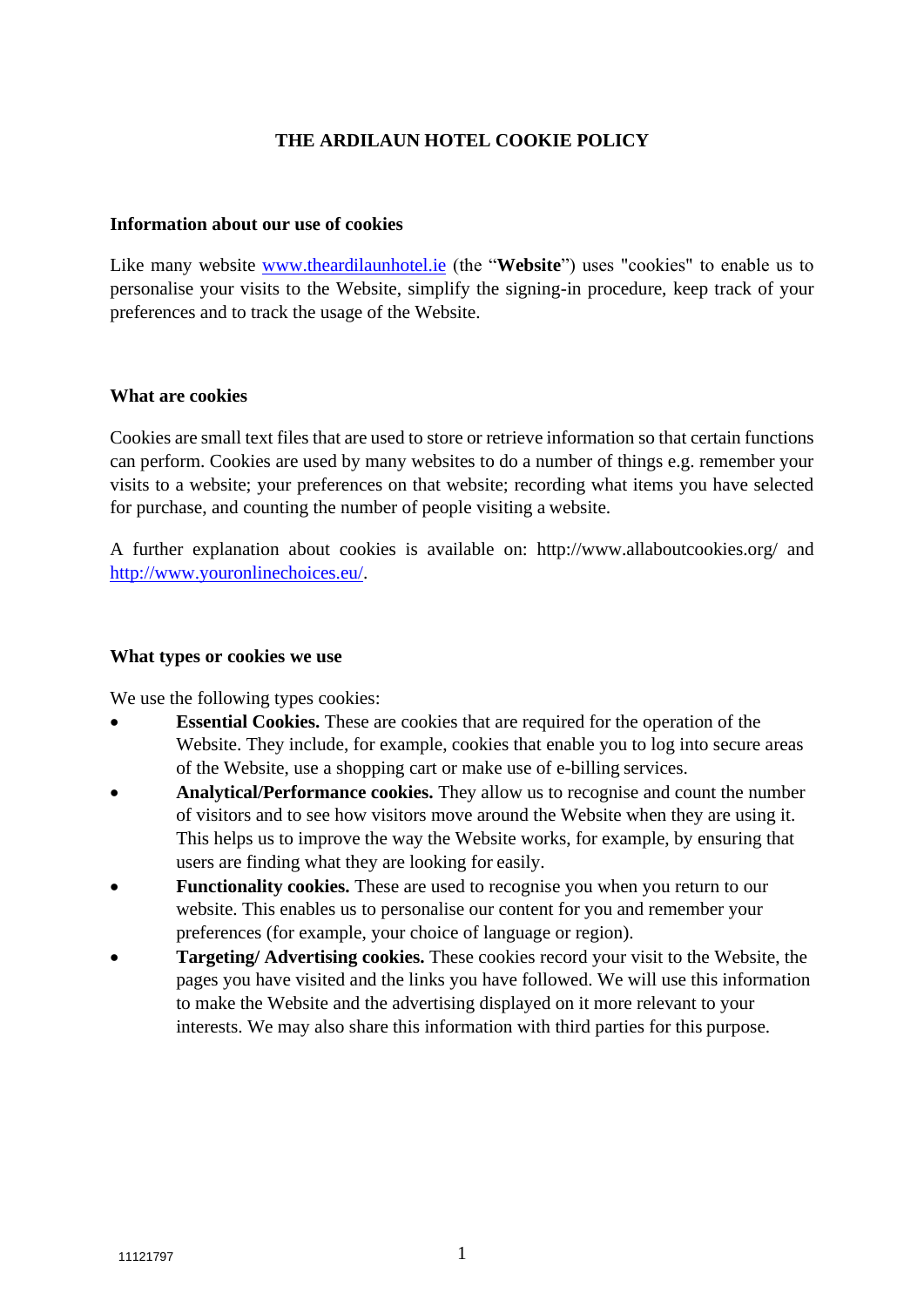# THE ARDILAUN HOTEL COOKIE POLICY

## Information about our use of cookies

Like many website www.theardilaunhotel.ie (the "**Website**") uses "cookies" to enable us to personalise your visits to the Website, simplify the signing-in procedure, keep track of your preferences and to track the usage of the Website.

## What are cookies

Cookies are small text files that are used to store or retrieve information so that certain functions can perform. Cookies are used by many websites to do a number of things e.g. remember your visits to a website; your preferences on that website; recording what items you have selected for purchase, and counting the number of people visiting a website.

A further explanation about cookies is available on: http://www.allaboutcookies.org/ and http://www.youronlinechoices.eu/.

## What types or cookies we use

We use the following types cookies:

- **Essential Cookies.** These are cookies that are required for the operation of the Website. They include, for example, cookies that enable you to log into secure areas of the Website, use a shopping cart or make use of e-billing services.
- **Analytical/Performance cookies.** They allow us to recognise and count the number of visitors and to see how visitors move around the Website when they are using it. This helps us to improve the way the Website works, for example, by ensuring that users are finding what they are looking for easily.
- **Functionality cookies.** These are used to recognise you when you return to our website. This enables us to personalise our content for you and remember your preferences (for example, your choice of language or region).
- **Targeting/ Advertising cookies.** These cookies record your visit to the Website, the pages you have visited and the links you have followed. We will use this information to make the Website and the advertising displayed on it more relevant to your interests. We may also share this information with third parties for this purpose.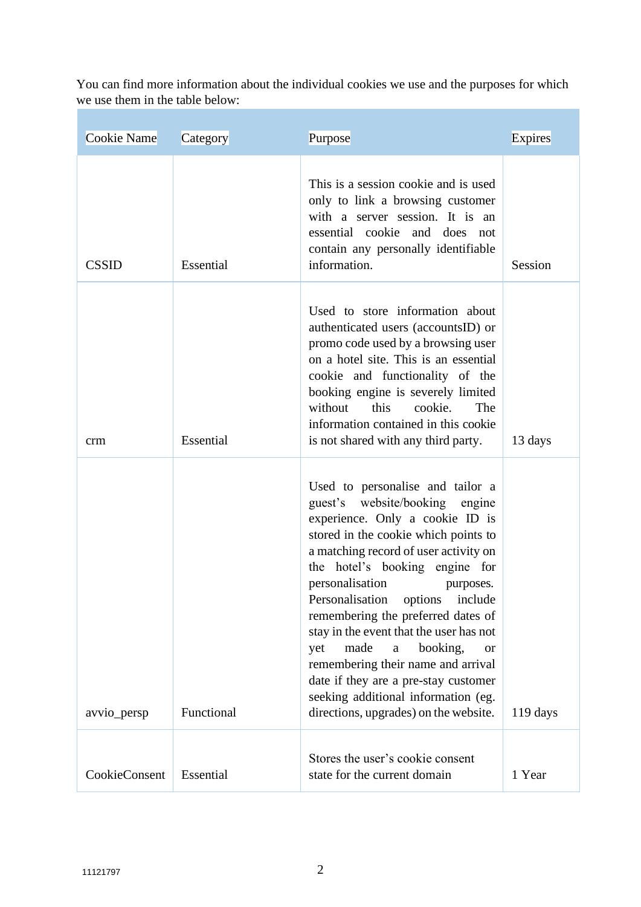You can find more information about the individual cookies we use and the purposes for which we use them in the table below:

| Cookie Name | Category | Purpose | Expires |
|---|---|---|---|
| CSSID | Essential | This is a session cookie and is used only to link a browsing customer with a server session. It is an essential cookie and does not contain any personally identifiable information. | Session |
| crm | Essential | Used to store information about authenticated users (accountsID) or promo code used by a browsing user on a hotel site. This is an essential cookie and functionality of the booking engine is severely limited without this cookie. The information contained in this cookie is not shared with any third party. | 13 days |
| avvio_persp | Functional | Used to personalise and tailor a guest's website/booking engine experience. Only a cookie ID is stored in the cookie which points to a matching record of user activity on the hotel's booking engine for personalisation purposes. Personalisation options include remembering the preferred dates of stay in the event that the user has not yet made a booking, or remembering their name and arrival date if they are a pre-stay customer seeking additional information (eg. directions, upgrades) on the website. | 119 days |
| CookieConsent | Essential | Stores the user's cookie consent state for the current domain | 1 Year |

11121797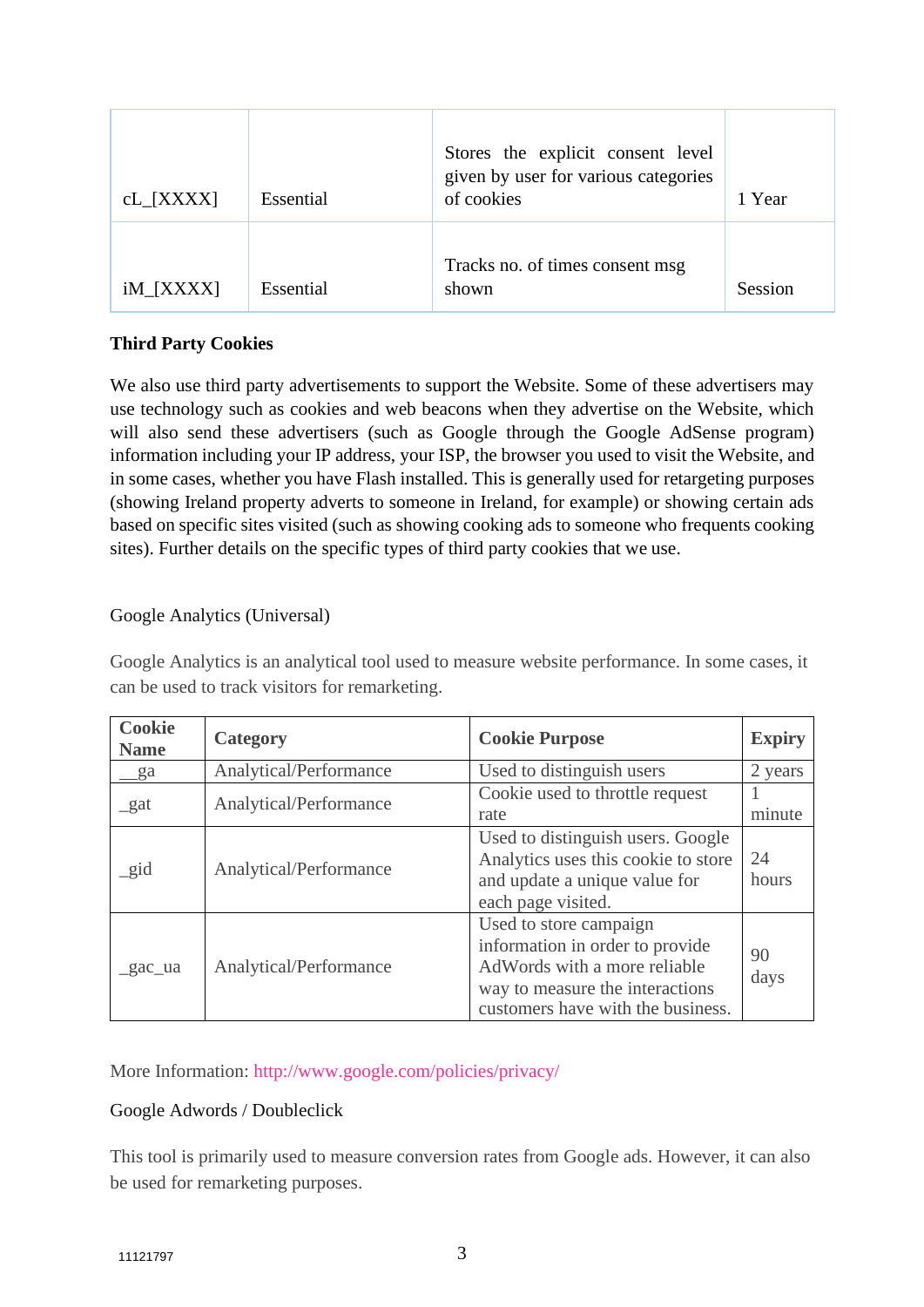| cL_[XXXX] | Essential | Stores the explicit consent level given by user for various categories of cookies | 1 Year |
| --- | --- | --- | --- |
| iM_[XXXX] | Essential | Tracks no. of times consent msg shown | Session |

**Third Party Cookies**

We also use third party advertisements to support the Website. Some of these advertisers may use technology such as cookies and web beacons when they advertise on the Website, which will also send these advertisers (such as Google through the Google AdSense program) information including your IP address, your ISP, the browser you used to visit the Website, and in some cases, whether you have Flash installed. This is generally used for retargeting purposes (showing Ireland property adverts to someone in Ireland, for example) or showing certain ads based on specific sites visited (such as showing cooking ads to someone who frequents cooking sites). Further details on the specific types of third party cookies that we use.

Google Analytics (Universal)

Google Analytics is an analytical tool used to measure website performance. In some cases, it can be used to track visitors for remarketing.

| Cookie Name | Category | Cookie Purpose | Expiry |
| --- | --- | --- | --- |
| __ga | Analytical/Performance | Used to distinguish users | 2 years |
| _gat | Analytical/Performance | Cookie used to throttle request rate | 1 minute |
| _gid | Analytical/Performance | Used to distinguish users. Google Analytics uses this cookie to store and update a unique value for each page visited. | 24 hours |
| _gac_ua | Analytical/Performance | Used to store campaign information in order to provide AdWords with a more reliable way to measure the interactions customers have with the business. | 90 days |

More Information: http://www.google.com/policies/privacy/

Google Adwords / Doubleclick

This tool is primarily used to measure conversion rates from Google ads. However, it can also be used for remarketing purposes.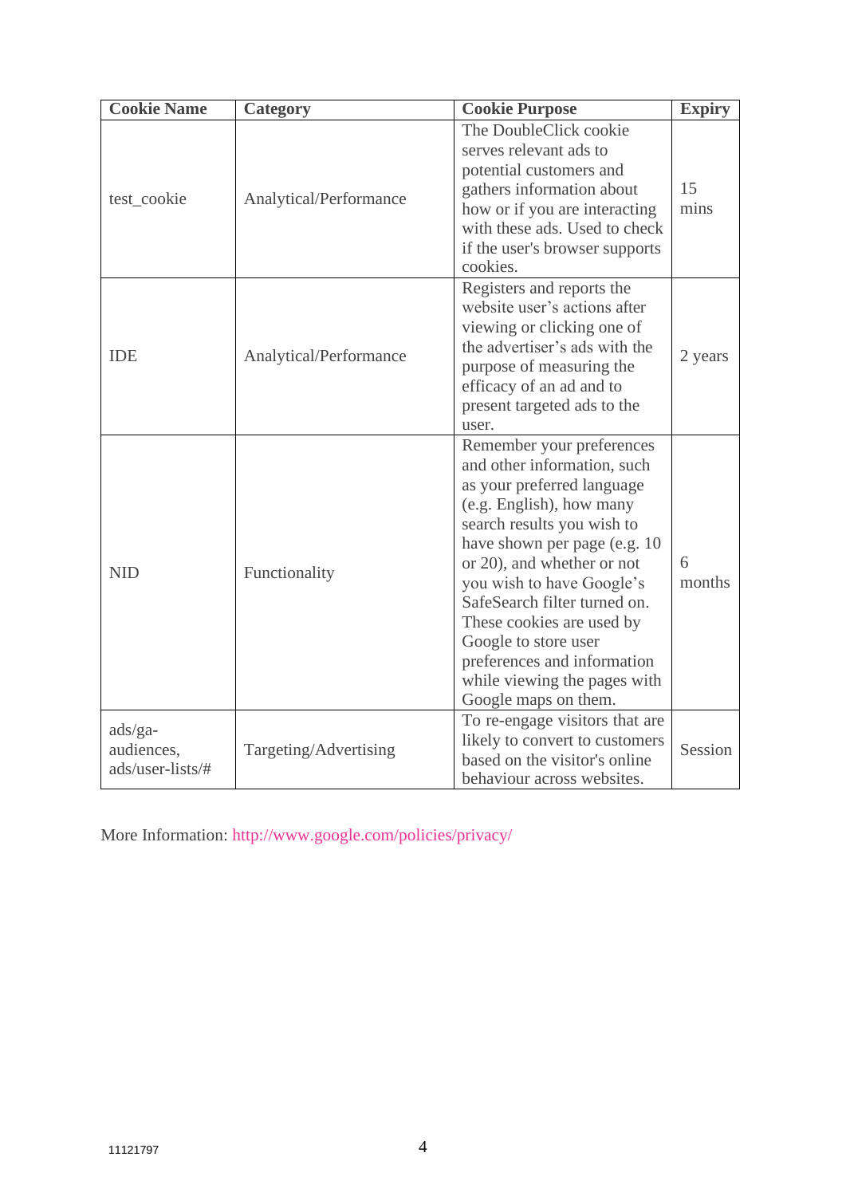| Cookie Name | Category | Cookie Purpose | Expiry |
| --- | --- | --- | --- |
| test_cookie | Analytical/Performance | The DoubleClick cookie serves relevant ads to potential customers and gathers information about how or if you are interacting with these ads. Used to check if the user's browser supports cookies. | 15 mins |
| IDE | Analytical/Performance | Registers and reports the website user's actions after viewing or clicking one of the advertiser's ads with the purpose of measuring the efficacy of an ad and to present targeted ads to the user. | 2 years |
| NID | Functionality | Remember your preferences and other information, such as your preferred language (e.g. English), how many search results you wish to have shown per page (e.g. 10 or 20), and whether or not you wish to have Google's SafeSearch filter turned on. These cookies are used by Google to store user preferences and information while viewing the pages with Google maps on them. | 6 months |
| ads/ga-audiences, ads/user-lists/# | Targeting/Advertising | To re-engage visitors that are likely to convert to customers based on the visitor's online behaviour across websites. | Session |

More Information: http://www.google.com/policies/privacy/

11121797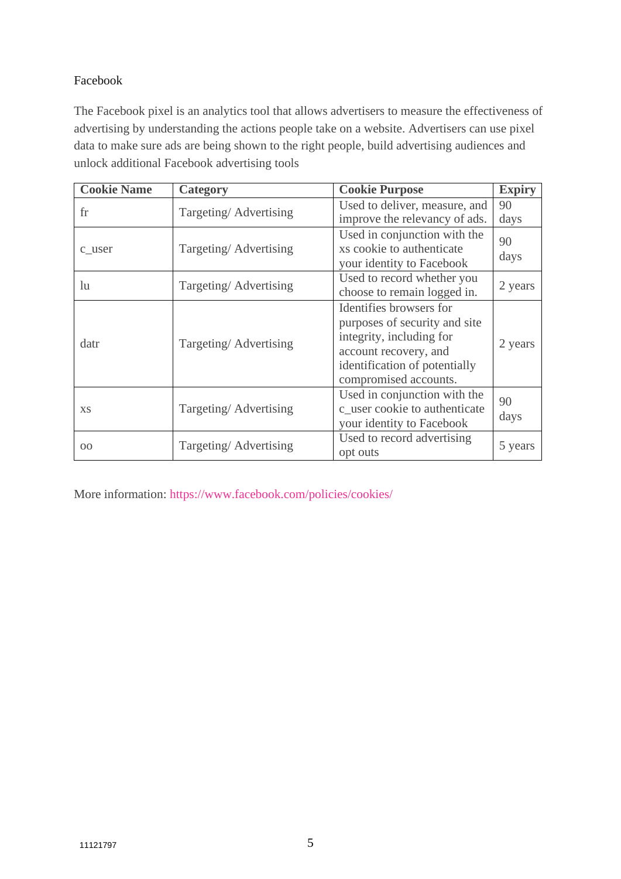Facebook

The Facebook pixel is an analytics tool that allows advertisers to measure the effectiveness of advertising by understanding the actions people take on a website. Advertisers can use pixel data to make sure ads are being shown to the right people, build advertising audiences and unlock additional Facebook advertising tools

| Cookie Name | Category | Cookie Purpose | Expiry |
|---|---|---|---|
| fr | Targeting/ Advertising | Used to deliver, measure, and improve the relevancy of ads. | 90 days |
| c_user | Targeting/ Advertising | Used in conjunction with the xs cookie to authenticate your identity to Facebook | 90 days |
| lu | Targeting/ Advertising | Used to record whether you choose to remain logged in. | 2 years |
| datr | Targeting/ Advertising | Identifies browsers for purposes of security and site integrity, including for account recovery, and identification of potentially compromised accounts. | 2 years |
| xs | Targeting/ Advertising | Used in conjunction with the c_user cookie to authenticate your identity to Facebook | 90 days |
| oo | Targeting/ Advertising | Used to record advertising opt outs | 5 years |

More information: https://www.facebook.com/policies/cookies/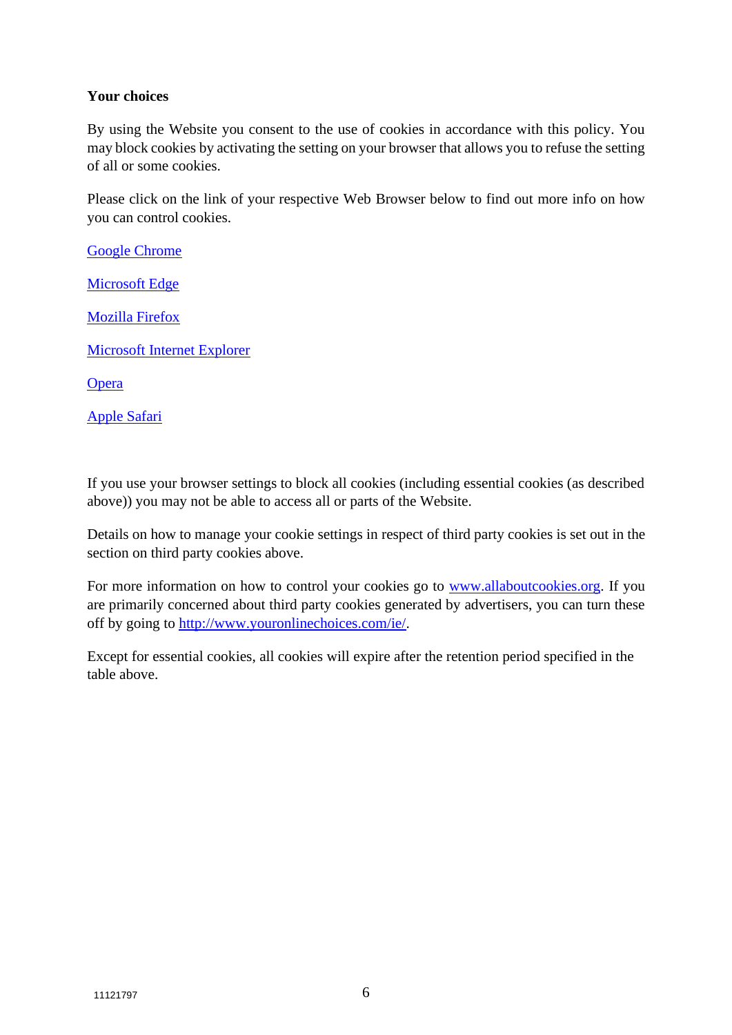**Your choices**

By using the Website you consent to the use of cookies in accordance with this policy. You may block cookies by activating the setting on your browser that allows you to refuse the setting of all or some cookies.

Please click on the link of your respective Web Browser below to find out more info on how you can control cookies.

Google Chrome

Microsoft Edge

Mozilla Firefox

Microsoft Internet Explorer

Opera

Apple Safari

If you use your browser settings to block all cookies (including essential cookies (as described above)) you may not be able to access all or parts of the Website.

Details on how to manage your cookie settings in respect of third party cookies is set out in the section on third party cookies above.

For more information on how to control your cookies go to www.allaboutcookies.org. If you are primarily concerned about third party cookies generated by advertisers, you can turn these off by going to http://www.youronlinechoices.com/ie/.

Except for essential cookies, all cookies will expire after the retention period specified in the table above.